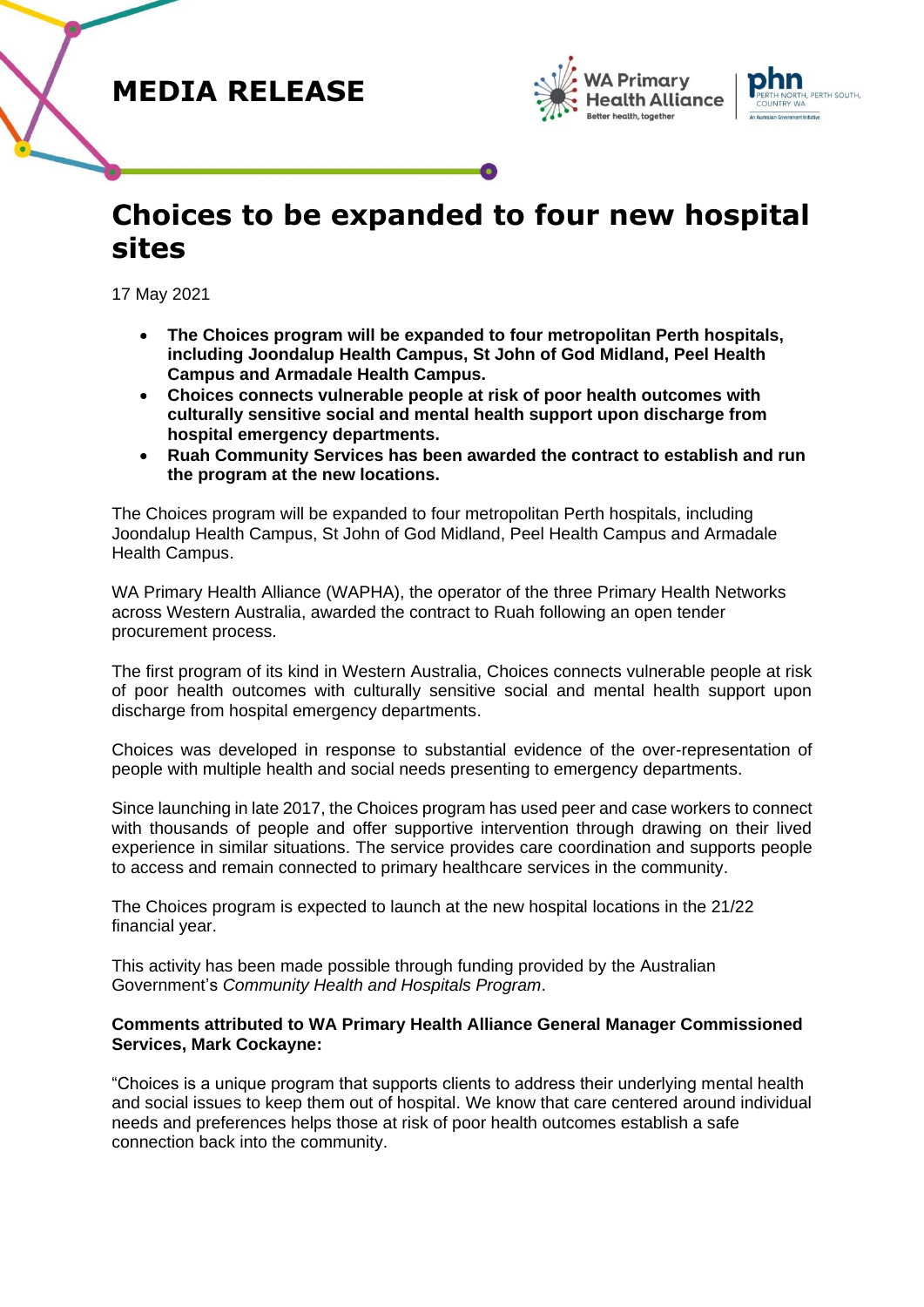**MEDIA RELEASE**

# Choices to be expanded to four new hospital sites

17 May 2021

- **The Choices program will be expanded to four metropolitan Perth hospitals, including Joondalup Health Campus, St John of God Midland, Peel Health Campus and Armadale Health Campus.**
- **Choices connects vulnerable people at risk of poor health outcomes with culturally sensitive social and mental health support upon discharge from hospital emergency departments.**
- **Ruah Community Services has been awarded the contract to establish and run the program at the new locations.**

The Choices program will be expanded to four metropolitan Perth hospitals, including Joondalup Health Campus, St John of God Midland, Peel Health Campus and Armadale Health Campus.

WA Primary Health Alliance (WAPHA), the operator of the three Primary Health Networks across Western Australia, awarded the contract to Ruah following an open tender procurement process.

The first program of its kind in Western Australia, Choices connects vulnerable people at risk of poor health outcomes with culturally sensitive social and mental health support upon discharge from hospital emergency departments.

Choices was developed in response to substantial evidence of the over-representation of people with multiple health and social needs presenting to emergency departments.

Since launching in late 2017, the Choices program has used peer and case workers to connect with thousands of people and offer supportive intervention through drawing on their lived experience in similar situations. The service provides care coordination and supports people to access and remain connected to primary healthcare services in the community.

The Choices program is expected to launch at the new hospital locations in the 21/22 financial year.

This activity has been made possible through funding provided by the Australian Government's *Community Health and Hospitals Program*.

**Comments attributed to WA Primary Health Alliance General Manager Commissioned Services, Mark Cockayne:**

"Choices is a unique program that supports clients to address their underlying mental health and social issues to keep them out of hospital. We know that care centered around individual needs and preferences helps those at risk of poor health outcomes establish a safe connection back into the community.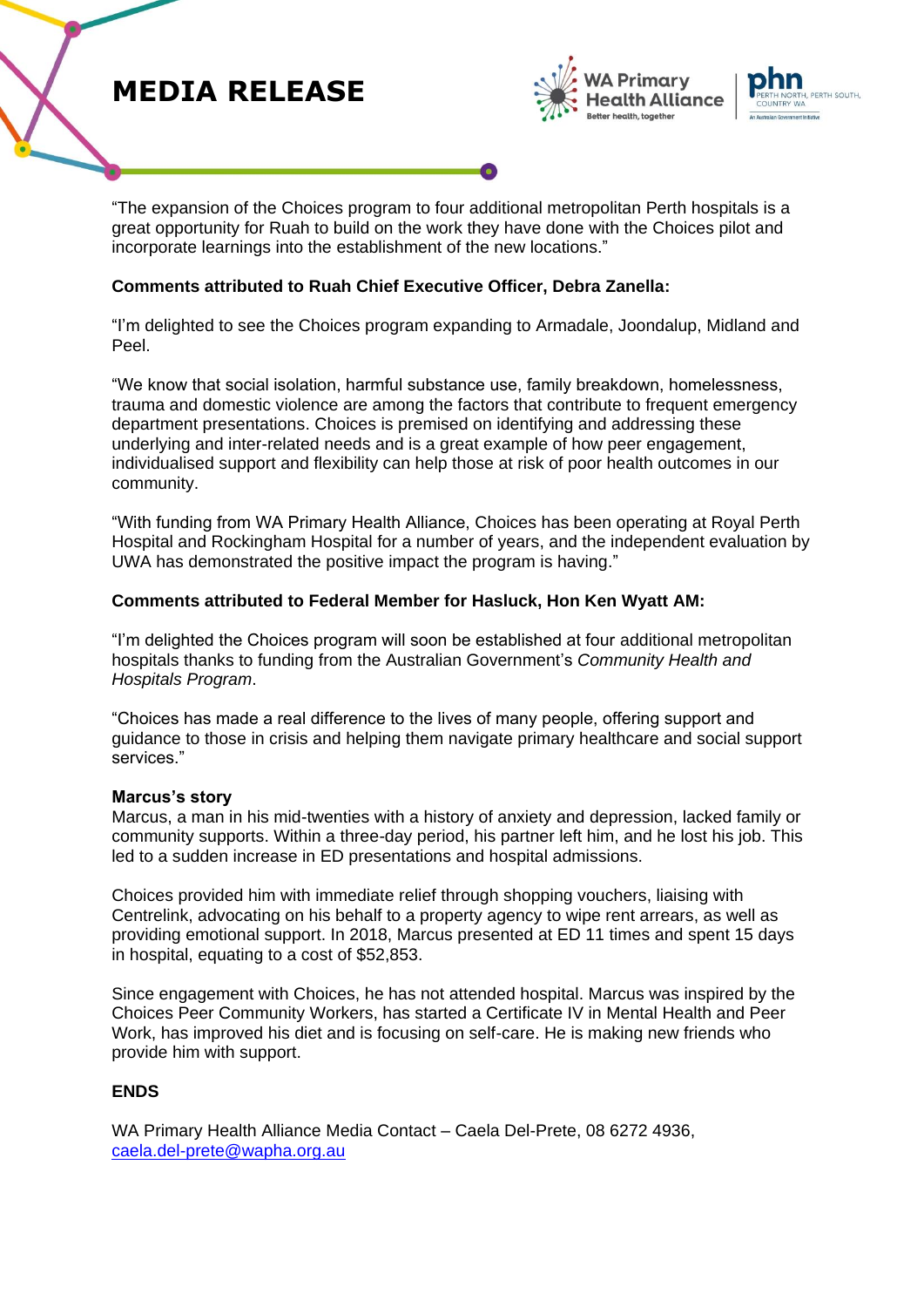"The expansion of the Choices program to four additional metropolitan Perth hospitals is a great opportunity for Ruah to build on the work they have done with the Choices pilot and incorporate learnings into the establishment of the new locations."

**Comments attributed to Ruah Chief Executive Officer, Debra Zanella:**

"I'm delighted to see the Choices program expanding to Armadale, Joondalup, Midland and Peel.

"We know that social isolation, harmful substance use, family breakdown, homelessness, trauma and domestic violence are among the factors that contribute to frequent emergency department presentations. Choices is premised on identifying and addressing these underlying and inter-related needs and is a great example of how peer engagement, individualised support and flexibility can help those at risk of poor health outcomes in our community.

"With funding from WA Primary Health Alliance, Choices has been operating at Royal Perth Hospital and Rockingham Hospital for a number of years, and the independent evaluation by UWA has demonstrated the positive impact the program is having."

**Comments attributed to Federal Member for Hasluck, Hon Ken Wyatt AM:**

"I'm delighted the Choices program will soon be established at four additional metropolitan hospitals thanks to funding from the Australian Government's *Community Health and Hospitals Program*.

"Choices has made a real difference to the lives of many people, offering support and guidance to those in crisis and helping them navigate primary healthcare and social support services."

**Marcus's story**

Marcus, a man in his mid-twenties with a history of anxiety and depression, lacked family or community supports. Within a three-day period, his partner left him, and he lost his job. This led to a sudden increase in ED presentations and hospital admissions.

Choices provided him with immediate relief through shopping vouchers, liaising with Centrelink, advocating on his behalf to a property agency to wipe rent arrears, as well as providing emotional support. In 2018, Marcus presented at ED 11 times and spent 15 days in hospital, equating to a cost of $52,853.

Since engagement with Choices, he has not attended hospital. Marcus was inspired by the Choices Peer Community Workers, has started a Certificate IV in Mental Health and Peer Work, has improved his diet and is focusing on self-care. He is making new friends who provide him with support.

**ENDS**

WA Primary Health Alliance Media Contact – Caela Del-Prete, 08 6272 4936, caela.del-prete@wapha.org.au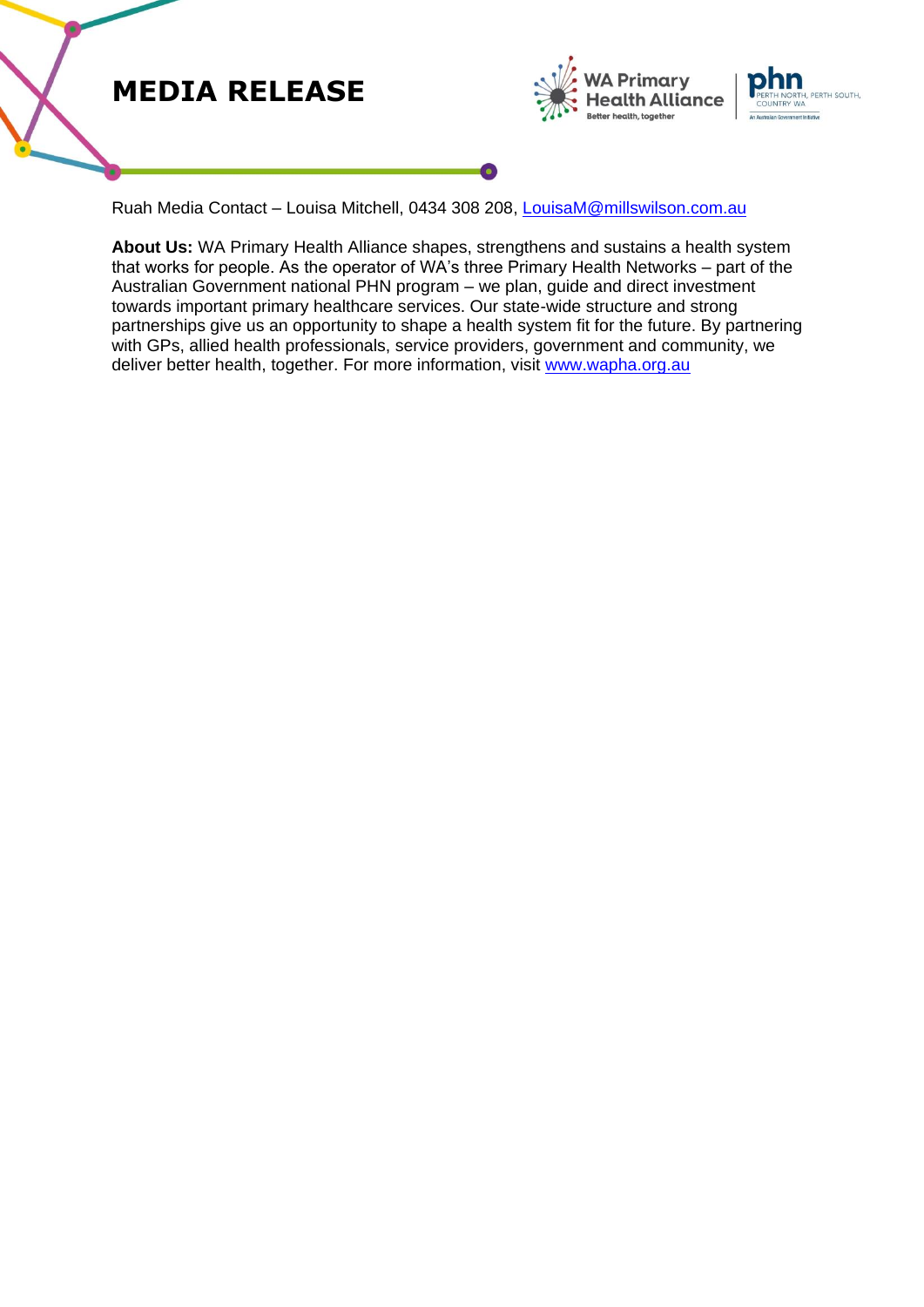# MEDIA RELEASE

Ruah Media Contact – Louisa Mitchell, 0434 308 208, LouisaM@millswilson.com.au

**About Us:** WA Primary Health Alliance shapes, strengthens and sustains a health system that works for people. As the operator of WA's three Primary Health Networks – part of the Australian Government national PHN program – we plan, guide and direct investment towards important primary healthcare services. Our state-wide structure and strong partnerships give us an opportunity to shape a health system fit for the future. By partnering with GPs, allied health professionals, service providers, government and community, we deliver better health, together. For more information, visit www.wapha.org.au